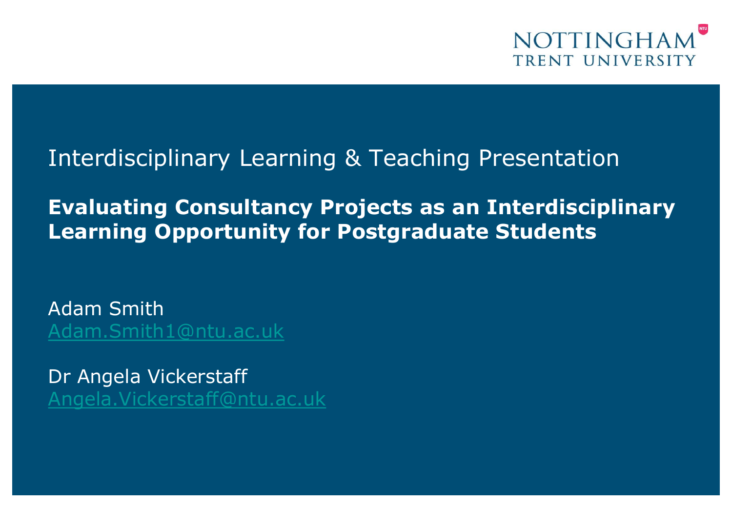NOTTINGHAM TRENT UNIVERSITY

Interdisciplinary Learning & Teaching Presentation

# Evaluating Consultancy Projects as an Interdisciplinary Learning Opportunity for Postgraduate Students

Adam Smith
Adam.Smith1@ntu.ac.uk

Dr Angela Vickerstaff
Angela.Vickerstaff@ntu.ac.uk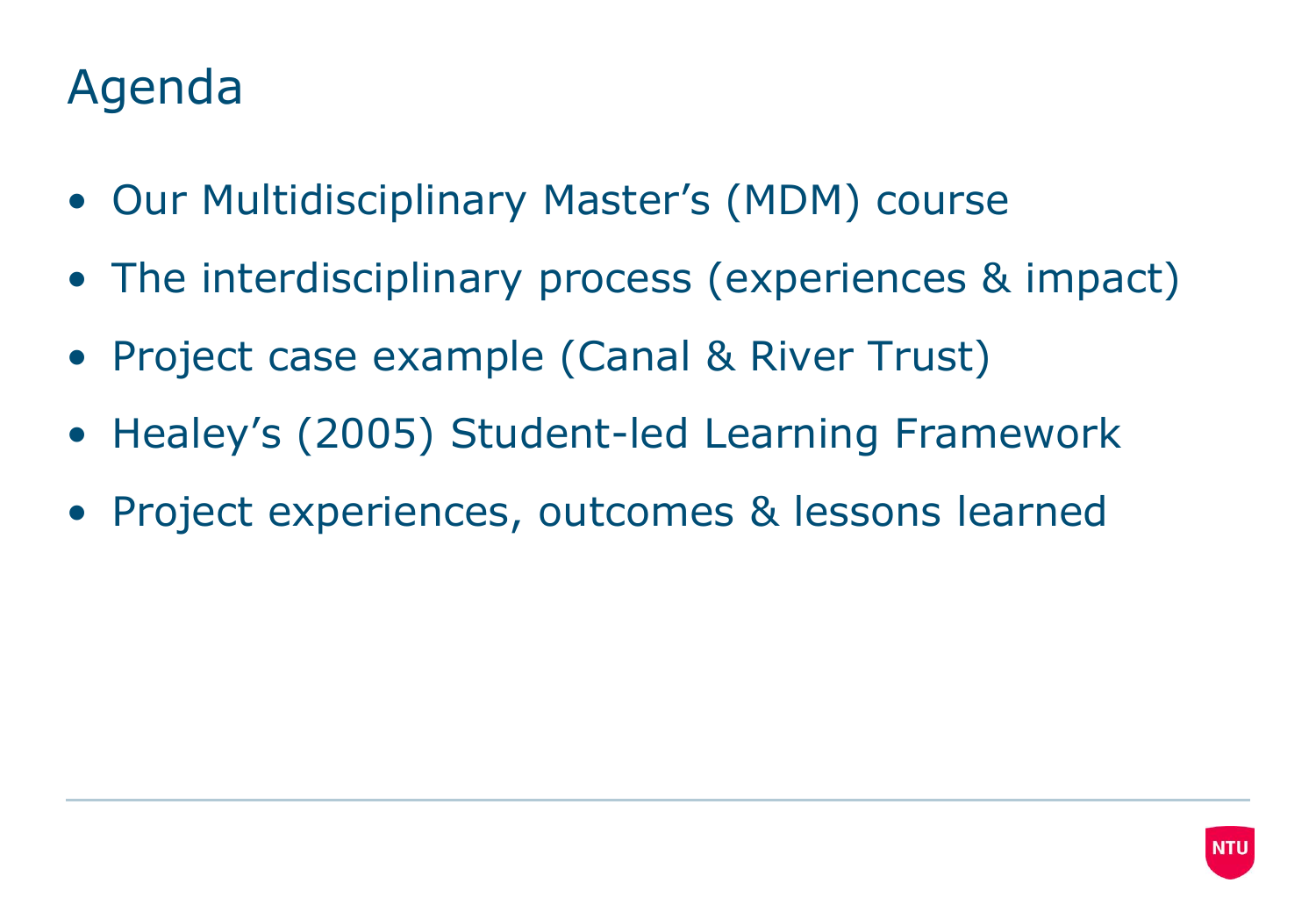# Agenda

- Our Multidisciplinary Master’s (MDM) course
- The interdisciplinary process (experiences & impact)
- Project case example (Canal & River Trust)
- Healey’s (2005) Student-led Learning Framework
- Project experiences, outcomes & lessons learned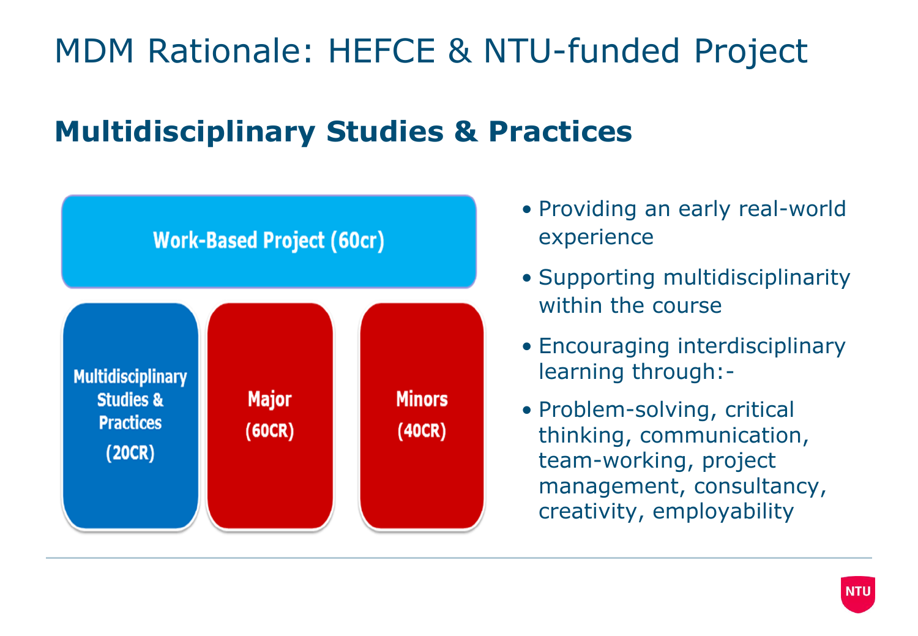# MDM Rationale: HEFCE & NTU-funded Project

## Multidisciplinary Studies & Practices

Work-Based Project (60cr)

Multidisciplinary Studies & Practices (20CR)

Major (60CR)

Minors (40CR)

- Providing an early real-world experience
- Supporting multidisciplinarity within the course
- Encouraging interdisciplinary learning through:-
- Problem-solving, critical thinking, communication, team-working, project management, consultancy, creativity, employability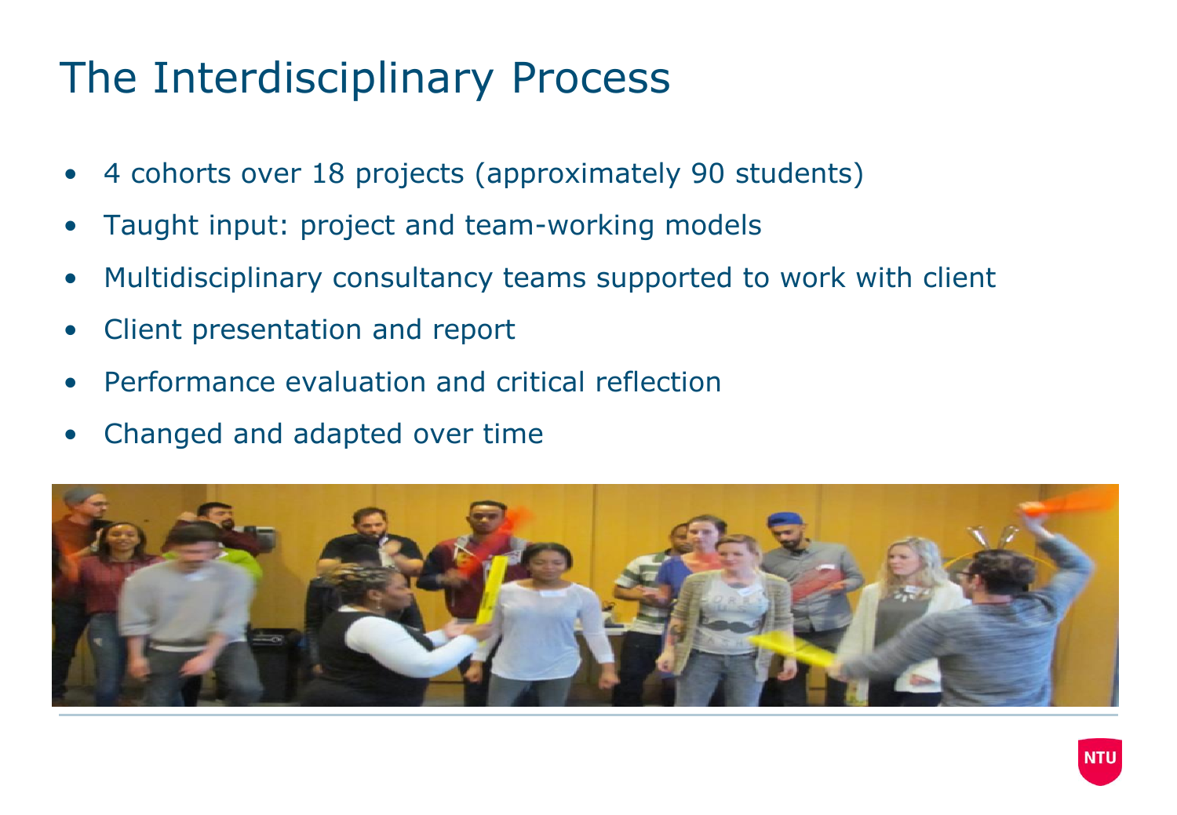# The Interdisciplinary Process

- 4 cohorts over 18 projects (approximately 90 students)
- Taught input: project and team-working models
- Multidisciplinary consultancy teams supported to work with client
- Client presentation and report
- Performance evaluation and critical reflection
- Changed and adapted over time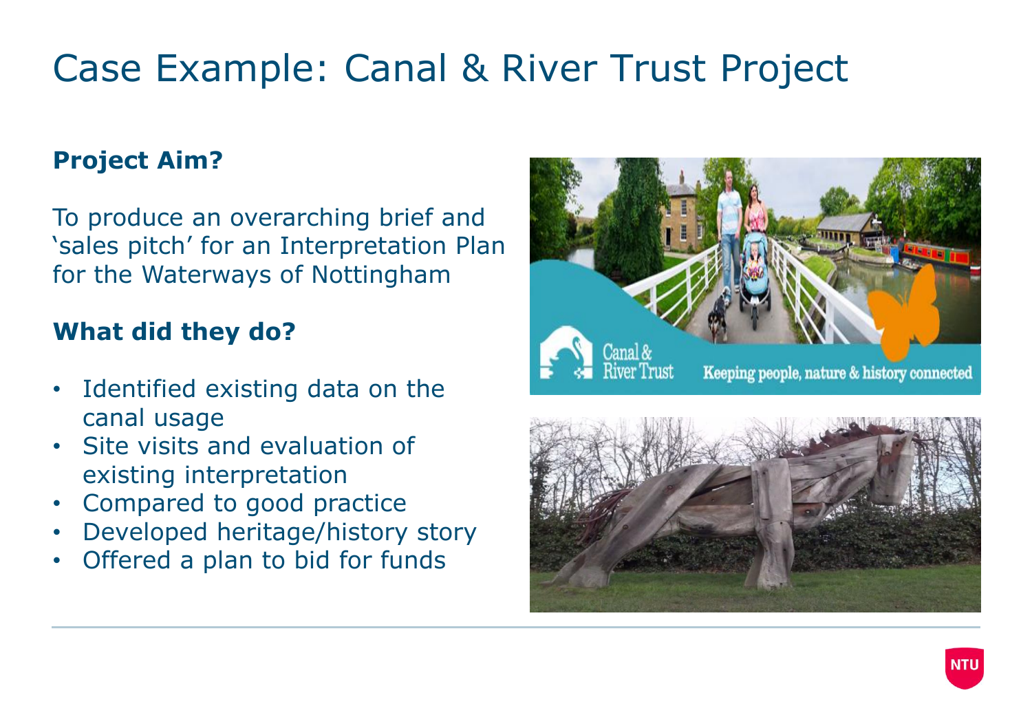# Case Example: Canal & River Trust Project

**Project Aim?**

To produce an overarching brief and 'sales pitch' for an Interpretation Plan for the Waterways of Nottingham

**What did they do?**

- Identified existing data on the canal usage
- Site visits and evaluation of existing interpretation
- Compared to good practice
- Developed heritage/history story
- Offered a plan to bid for funds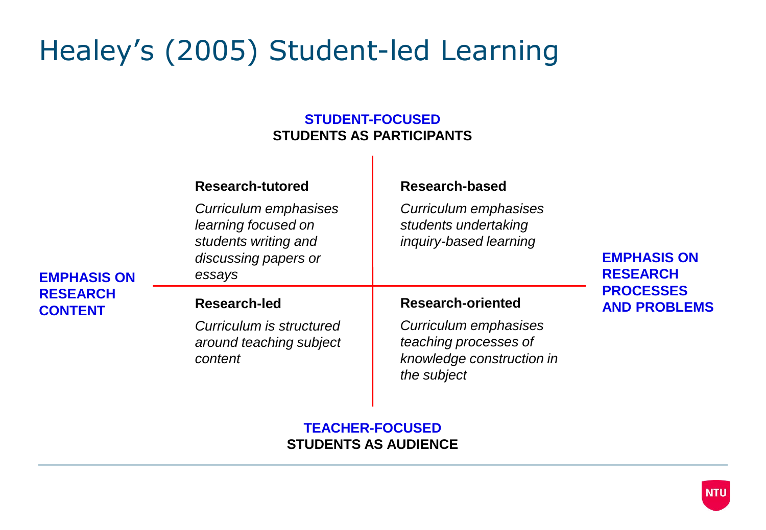# Healey's (2005) Student-led Learning

**STUDENT-FOCUSED**
**STUDENTS AS PARTICIPANTS**

| | EMPHASIS ON RESEARCH CONTENT | EMPHASIS ON RESEARCH PROCESSES AND PROBLEMS |
|---|---|---|
| **STUDENT-FOCUSED / STUDENTS AS PARTICIPANTS** | **Research-tutored**<br>*Curriculum emphasises learning focused on students writing and discussing papers or essays* | **Research-based**<br>*Curriculum emphasises students undertaking inquiry-based learning* |
| **TEACHER-FOCUSED / STUDENTS AS AUDIENCE** | **Research-led**<br>*Curriculum is structured around teaching subject content* | **Research-oriented**<br>*Curriculum emphasises teaching processes of knowledge construction in the subject* |

**TEACHER-FOCUSED**
**STUDENTS AS AUDIENCE**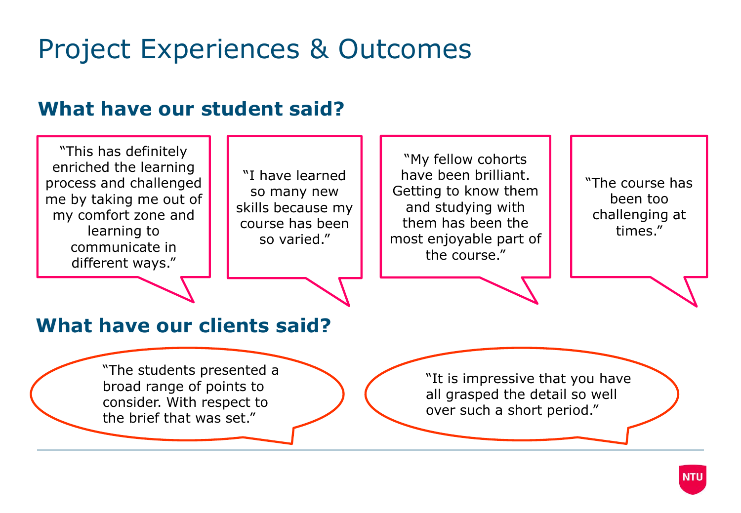# Project Experiences & Outcomes

## What have our student said?

"This has definitely enriched the learning process and challenged me by taking me out of my comfort zone and learning to communicate in different ways."

"I have learned so many new skills because my course has been so varied."

"My fellow cohorts have been brilliant. Getting to know them and studying with them has been the most enjoyable part of the course."

"The course has been too challenging at times."

## What have our clients said?

"The students presented a broad range of points to consider. With respect to the brief that was set."

"It is impressive that you have all grasped the detail so well over such a short period."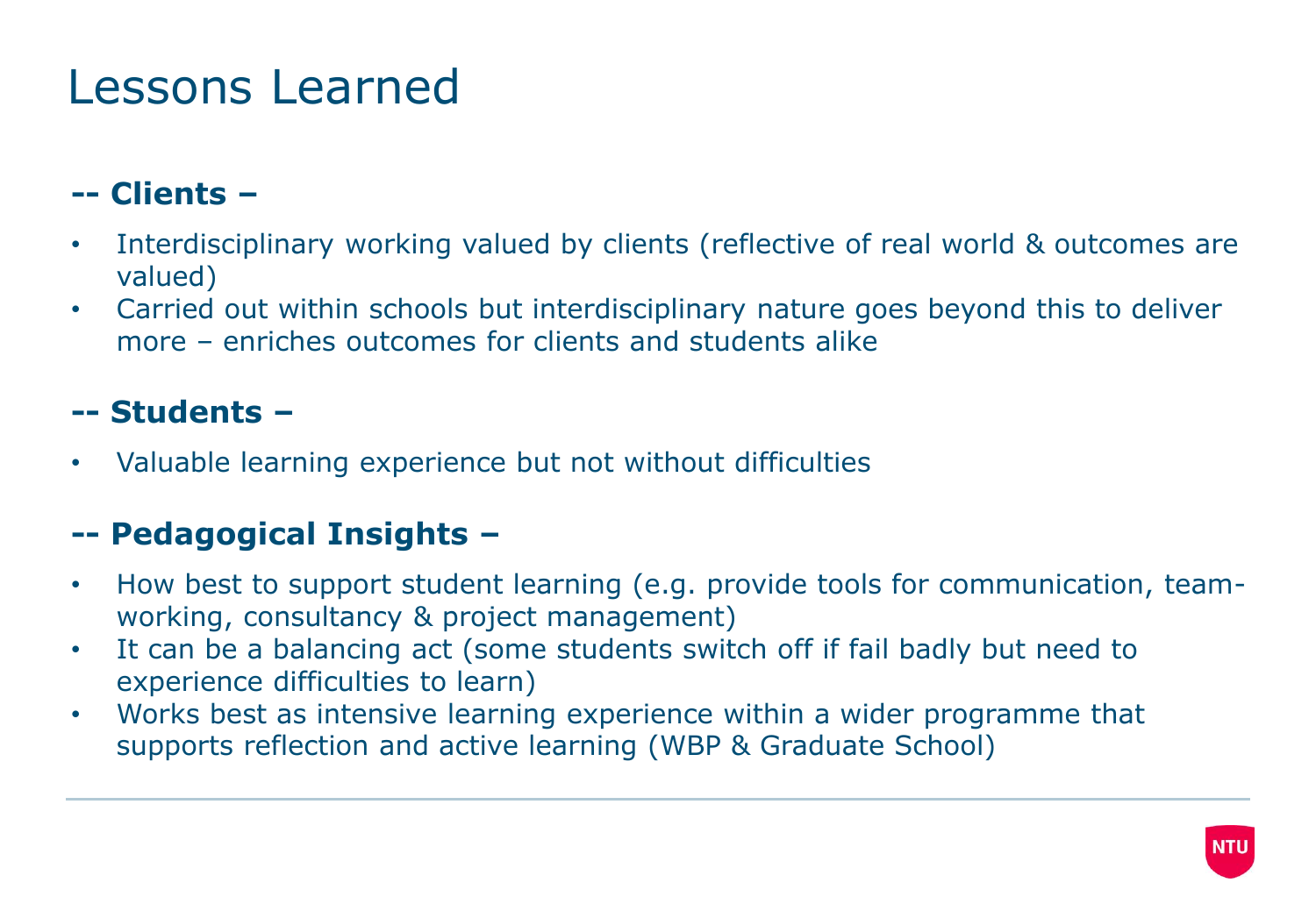# Lessons Learned

**-- Clients –**

- Interdisciplinary working valued by clients (reflective of real world & outcomes are valued)
- Carried out within schools but interdisciplinary nature goes beyond this to deliver more – enriches outcomes for clients and students alike

**-- Students –**

- Valuable learning experience but not without difficulties

**-- Pedagogical Insights –**

- How best to support student learning (e.g. provide tools for communication, team-working, consultancy & project management)
- It can be a balancing act (some students switch off if fail badly but need to experience difficulties to learn)
- Works best as intensive learning experience within a wider programme that supports reflection and active learning (WBP & Graduate School)